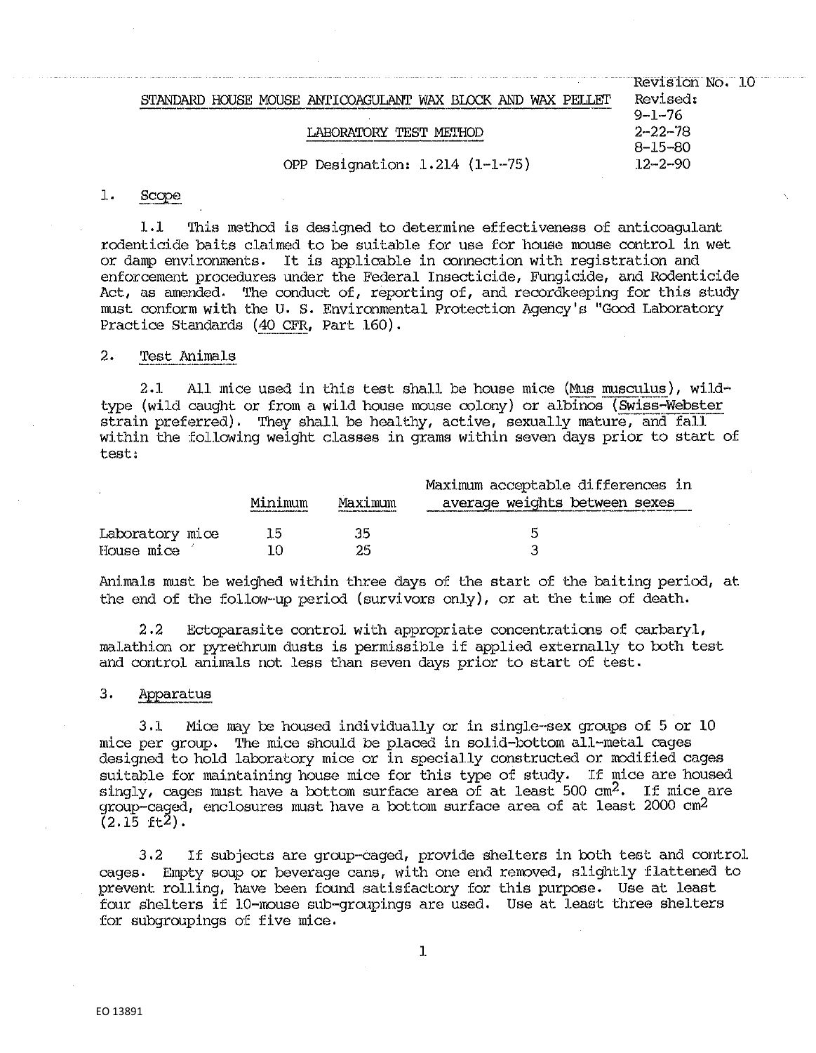Revision No. 10
Revised:
9-1-76
2-22-78
8-15-80
12-2-90

# STANDARD HOUSE MOUSE ANTICOAGULANT WAX BLOCK AND WAX PELLET

## LABORATORY TEST METHOD

OPP Designation: 1.214 (1-1-75)

## 1. Scope

1.1 This method is designed to determine effectiveness of anticoagulant rodenticide baits claimed to be suitable for use for house mouse control in wet or damp environments. It is applicable in connection with registration and enforcement procedures under the Federal Insecticide, Fungicide, and Rodenticide Act, as amended. The conduct of, reporting of, and recordkeeping for this study must conform with the U. S. Environmental Protection Agency's "Good Laboratory Practice Standards (40 CFR, Part 160).

## 2. Test Animals

2.1 All mice used in this test shall be house mice (*Mus musculus*), wild-type (wild caught or from a wild house mouse colony) or albinos (Swiss-Webster strain preferred). They shall be healthy, active, sexually mature, and fall within the following weight classes in grams within seven days prior to start of test:

| | Minimum | Maximum | Maximum acceptable differences in average weights between sexes |
|---|---|---|---|
| Laboratory mice | 15 | 35 | 5 |
| House mice | 10 | 25 | 3 |

Animals must be weighed within three days of the start of the baiting period, at the end of the follow-up period (survivors only), or at the time of death.

2.2 Ectoparasite control with appropriate concentrations of carbaryl, malathion or pyrethrum dusts is permissible if applied externally to both test and control animals not less than seven days prior to start of test.

## 3. Apparatus

3.1 Mice may be housed individually or in single-sex groups of 5 or 10 mice per group. The mice should be placed in solid-bottom all-metal cages designed to hold laboratory mice or in specially constructed or modified cages suitable for maintaining house mice for this type of study. If mice are housed singly, cages must have a bottom surface area of at least 500 $cm^2$. If mice are group-caged, enclosures must have a bottom surface area of at least 2000 $cm^2$ (2.15 $ft^2$).

3.2 If subjects are group-caged, provide shelters in both test and control cages. Empty soup or beverage cans, with one end removed, slightly flattened to prevent rolling, have been found satisfactory for this purpose. Use at least four shelters if 10-mouse sub-groupings are used. Use at least three shelters for subgroupings of five mice.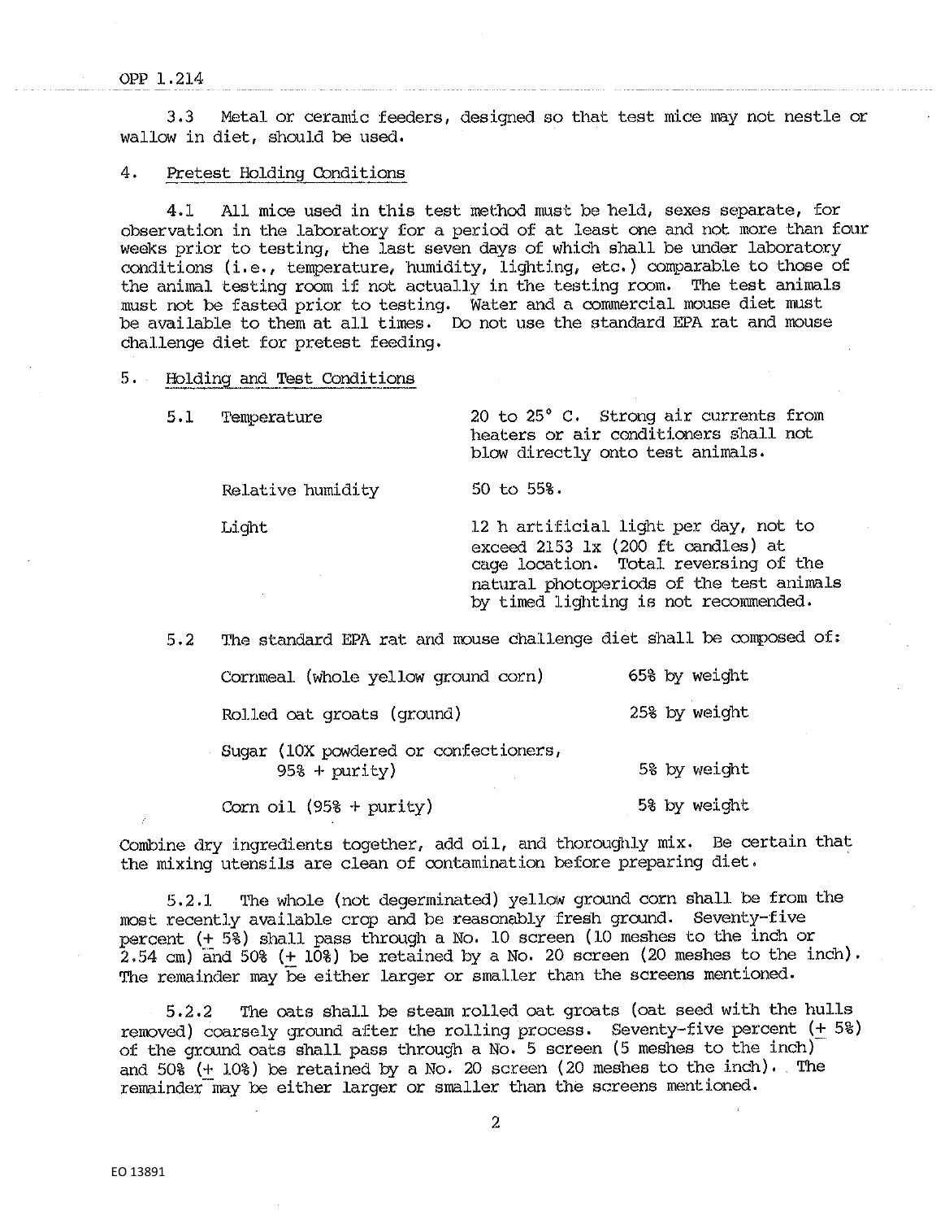3.3 Metal or ceramic feeders, designed so that test mice may not nestle or wallow in diet, should be used.

4. Pretest Holding Conditions

4.1 All mice used in this test method must be held, sexes separate, for observation in the laboratory for a period of at least one and not more than four weeks prior to testing, the last seven days of which shall be under laboratory conditions (i.e., temperature, humidity, lighting, etc.) comparable to those of the animal testing room if not actually in the testing room. The test animals must not be fasted prior to testing. Water and a commercial mouse diet must be available to them at all times. Do not use the standard EPA rat and mouse challenge diet for pretest feeding.

5. Holding and Test Conditions

| 5.1 | | |
|---|---|---|
| | Temperature | 20 to 25° C. Strong air currents from heaters or air conditioners shall not blow directly onto test animals. |
| | Relative humidity | 50 to 55%. |
| | Light | 12 h artificial light per day, not to exceed 2153 lx (200 ft candles) at cage location. Total reversing of the natural photoperiods of the test animals by timed lighting is not recommended. |

5.2 The standard EPA rat and mouse challenge diet shall be composed of:

| Ingredient | Amount |
|---|---|
| Cornmeal (whole yellow ground corn) | 65% by weight |
| Rolled oat groats (ground) | 25% by weight |
| Sugar (10X powdered or confectioners, 95% + purity) | 5% by weight |
| Corn oil (95% + purity) | 5% by weight |

Combine dry ingredients together, add oil, and thoroughly mix. Be certain that the mixing utensils are clean of contamination before preparing diet.

5.2.1 The whole (not degerminated) yellow ground corn shall be from the most recently available crop and be reasonably fresh ground. Seventy-five percent (± 5%) shall pass through a No. 10 screen (10 meshes to the inch or 2.54 cm) and 50% (± 10%) be retained by a No. 20 screen (20 meshes to the inch). The remainder may be either larger or smaller than the screens mentioned.

5.2.2 The oats shall be steam rolled oat groats (oat seed with the hulls removed) coarsely ground after the rolling process. Seventy-five percent (± 5%) of the ground oats shall pass through a No. 5 screen (5 meshes to the inch) and 50% (± 10%) be retained by a No. 20 screen (20 meshes to the inch). The remainder may be either larger or smaller than the screens mentioned.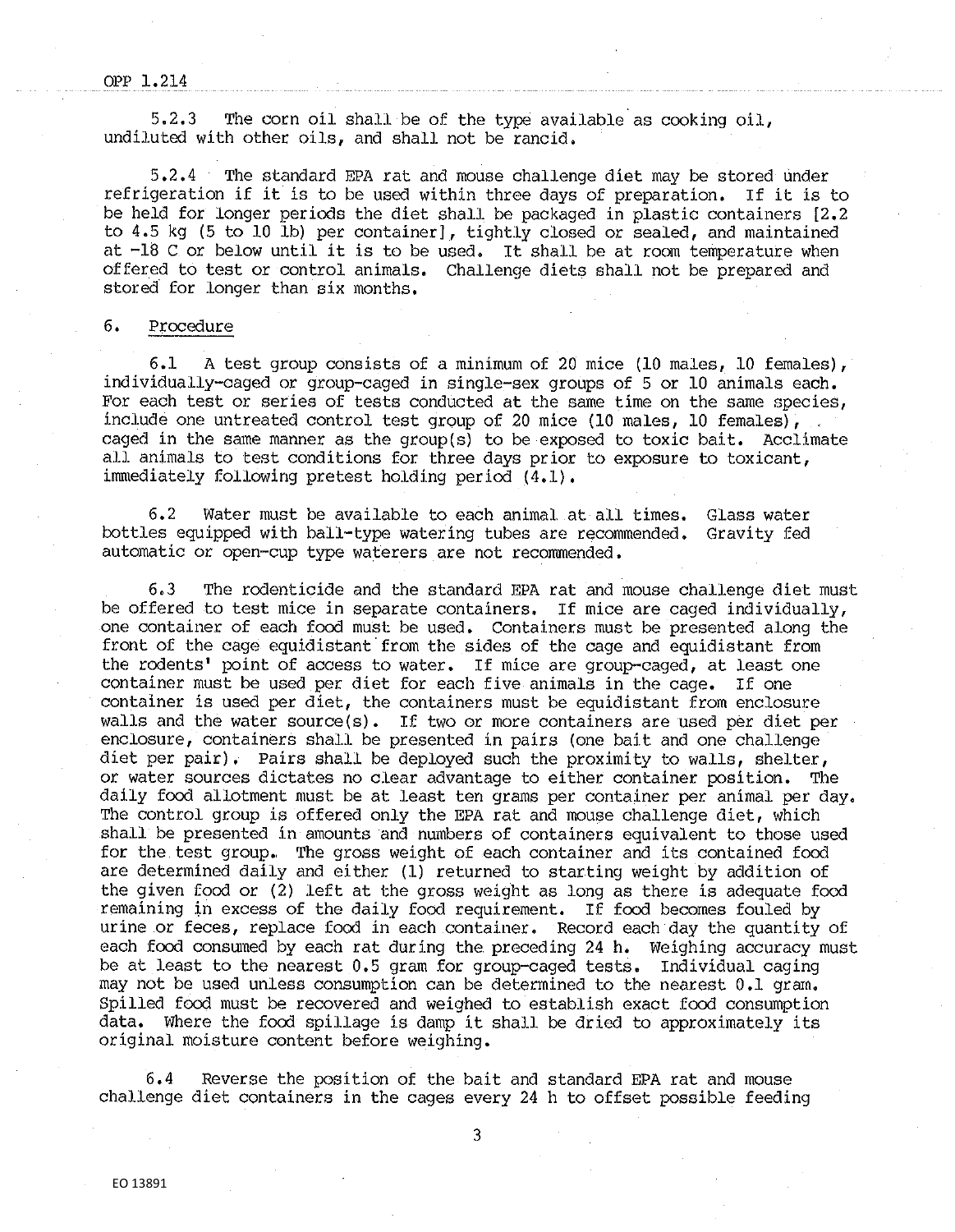5.2.3 The corn oil shall be of the type available as cooking oil, undiluted with other oils, and shall not be rancid.

5.2.4 The standard EPA rat and mouse challenge diet may be stored under refrigeration if it is to be used within three days of preparation. If it is to be held for longer periods the diet shall be packaged in plastic containers [2.2 to 4.5 kg (5 to 10 lb) per container], tightly closed or sealed, and maintained at -18 C or below until it is to be used. It shall be at room temperature when offered to test or control animals. Challenge diets shall not be prepared and stored for longer than six months.

## 6. Procedure

6.1 A test group consists of a minimum of 20 mice (10 males, 10 females), individually-caged or group-caged in single-sex groups of 5 or 10 animals each. For each test or series of tests conducted at the same time on the same species, include one untreated control test group of 20 mice (10 males, 10 females), caged in the same manner as the group(s) to be exposed to toxic bait. Acclimate all animals to test conditions for three days prior to exposure to toxicant, immediately following pretest holding period (4.1).

6.2 Water must be available to each animal at all times. Glass water bottles equipped with ball-type watering tubes are recommended. Gravity fed automatic or open-cup type waterers are not recommended.

6.3 The rodenticide and the standard EPA rat and mouse challenge diet must be offered to test mice in separate containers. If mice are caged individually, one container of each food must be used. Containers must be presented along the front of the cage equidistant from the sides of the cage and equidistant from the rodents' point of access to water. If mice are group-caged, at least one container must be used per diet for each five animals in the cage. If one container is used per diet, the containers must be equidistant from enclosure walls and the water source(s). If two or more containers are used per diet per enclosure, containers shall be presented in pairs (one bait and one challenge diet per pair). Pairs shall be deployed such the proximity to walls, shelter, or water sources dictates no clear advantage to either container position. The daily food allotment must be at least ten grams per container per animal per day. The control group is offered only the EPA rat and mouse challenge diet, which shall be presented in amounts and numbers of containers equivalent to those used for the test group. The gross weight of each container and its contained food are determined daily and either (1) returned to starting weight by addition of the given food or (2) left at the gross weight as long as there is adequate food remaining in excess of the daily food requirement. If food becomes fouled by urine or feces, replace food in each container. Record each day the quantity of each food consumed by each rat during the preceding 24 h. Weighing accuracy must be at least to the nearest 0.5 gram for group-caged tests. Individual caging may not be used unless consumption can be determined to the nearest 0.1 gram. Spilled food must be recovered and weighed to establish exact food consumption data. Where the food spillage is damp it shall be dried to approximately its original moisture content before weighing.

6.4 Reverse the position of the bait and standard EPA rat and mouse challenge diet containers in the cages every 24 h to offset possible feeding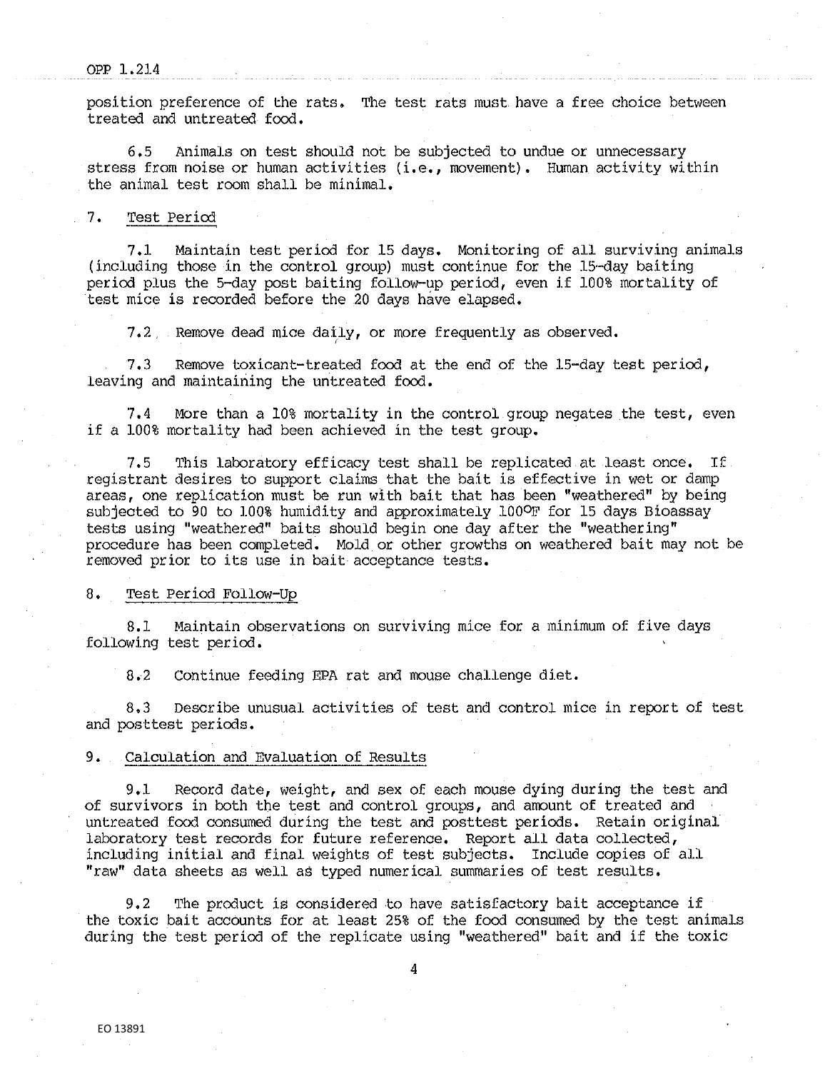position preference of the rats. The test rats must have a free choice between treated and untreated food.

6.5 Animals on test should not be subjected to undue or unnecessary stress from noise or human activities (i.e., movement). Human activity within the animal test room shall be minimal.

7. Test Period

7.1 Maintain test period for 15 days. Monitoring of all surviving animals (including those in the control group) must continue for the 15-day baiting period plus the 5-day post baiting follow-up period, even if 100% mortality of test mice is recorded before the 20 days have elapsed.

7.2 Remove dead mice daily, or more frequently as observed.

7.3 Remove toxicant-treated food at the end of the 15-day test period, leaving and maintaining the untreated food.

7.4 More than a 10% mortality in the control group negates the test, even if a 100% mortality had been achieved in the test group.

7.5 This laboratory efficacy test shall be replicated at least once. If registrant desires to support claims that the bait is effective in wet or damp areas, one replication must be run with bait that has been "weathered" by being subjected to 90 to 100% humidity and approximately 100°F for 15 days Bioassay tests using "weathered" baits should begin one day after the "weathering" procedure has been completed. Mold or other growths on weathered bait may not be removed prior to its use in bait acceptance tests.

8. Test Period Follow-Up

8.1 Maintain observations on surviving mice for a minimum of five days following test period.

8.2 Continue feeding EPA rat and mouse challenge diet.

8.3 Describe unusual activities of test and control mice in report of test and posttest periods.

9. Calculation and Evaluation of Results

9.1 Record date, weight, and sex of each mouse dying during the test and of survivors in both the test and control groups, and amount of treated and untreated food consumed during the test and posttest periods. Retain original laboratory test records for future reference. Report all data collected, including initial and final weights of test subjects. Include copies of all "raw" data sheets as well as typed numerical summaries of test results.

9.2 The product is considered to have satisfactory bait acceptance if the toxic bait accounts for at least 25% of the food consumed by the test animals during the test period of the replicate using "weathered" bait and if the toxic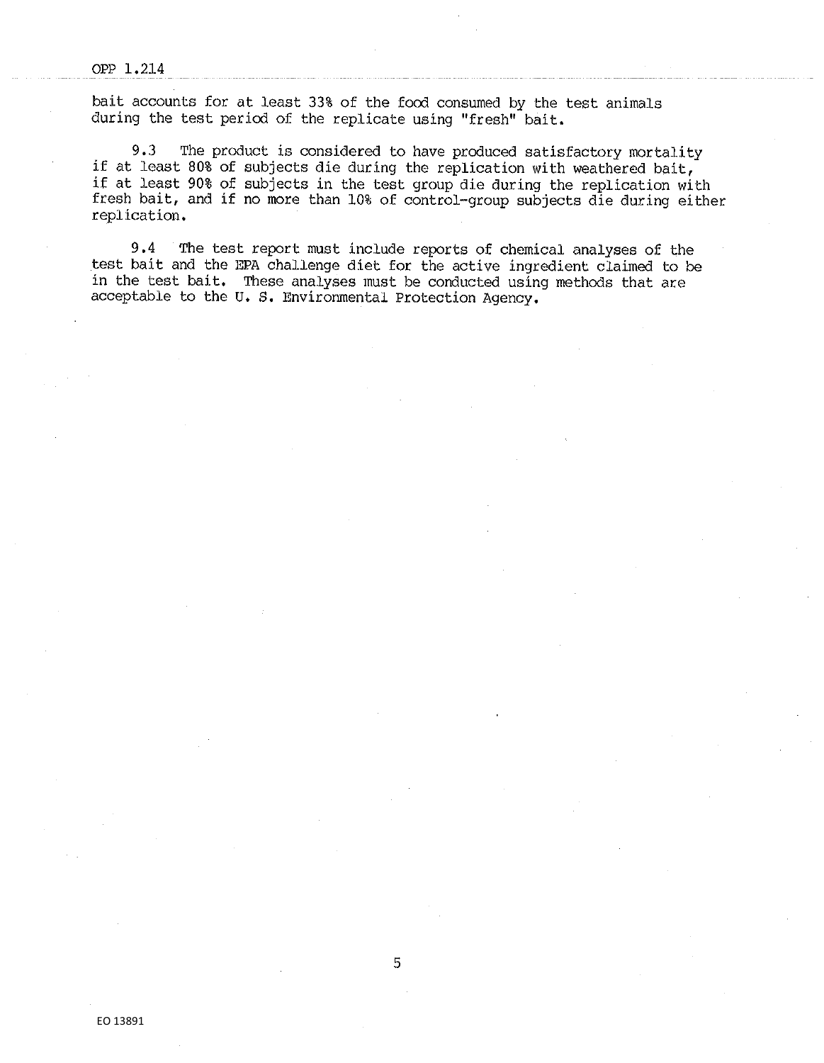bait accounts for at least 33% of the food consumed by the test animals during the test period of the replicate using "fresh" bait.

9.3 The product is considered to have produced satisfactory mortality if at least 80% of subjects die during the replication with weathered bait, if at least 90% of subjects in the test group die during the replication with fresh bait, and if no more than 10% of control-group subjects die during either replication.

9.4 The test report must include reports of chemical analyses of the test bait and the EPA challenge diet for the active ingredient claimed to be in the test bait. These analyses must be conducted using methods that are acceptable to the U. S. Environmental Protection Agency.